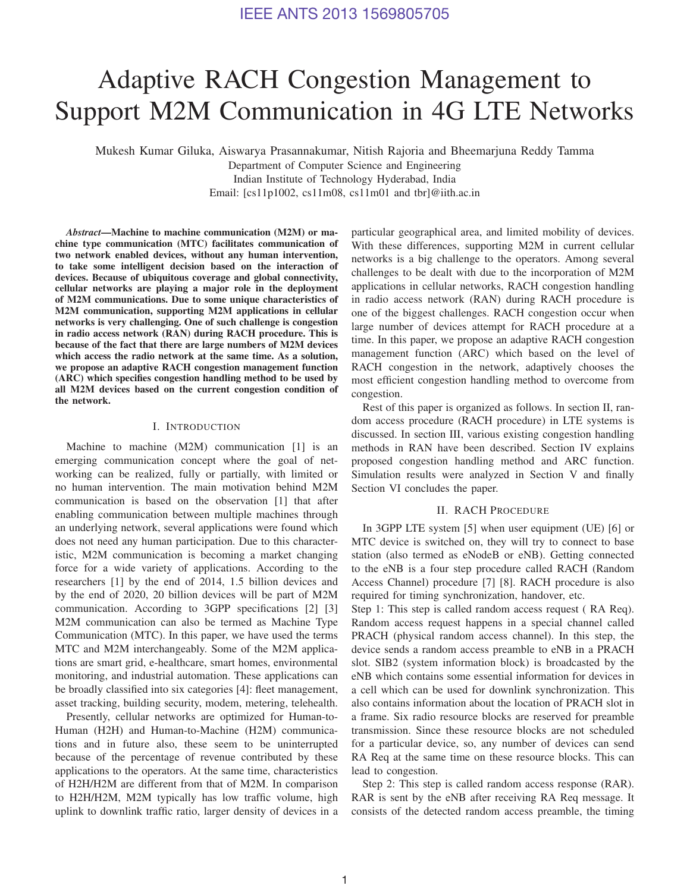# Adaptive RACH Congestion Management to Support M2M Communication in 4G LTE Networks

Mukesh Kumar Giluka, Aiswarya Prasannakumar, Nitish Rajoria and Bheemarjuna Reddy Tamma
Department of Computer Science and Engineering
Indian Institute of Technology Hyderabad, India
Email: [cs11p1002, cs11m08, cs11m01 and tbr]@iith.ac.in

***Abstract*—Machine to machine communication (M2M) or machine type communication (MTC) facilitates communication of two network enabled devices, without any human intervention, to take some intelligent decision based on the interaction of devices. Because of ubiquitous coverage and global connectivity, cellular networks are playing a major role in the deployment of M2M communications. Due to some unique characteristics of M2M communication, supporting M2M applications in cellular networks is very challenging. One of such challenge is congestion in radio access network (RAN) during RACH procedure. This is because of the fact that there are large numbers of M2M devices which access the radio network at the same time. As a solution, we propose an adaptive RACH congestion management function (ARC) which specifies congestion handling method to be used by all M2M devices based on the current congestion condition of the network.**

## I. Introduction

Machine to machine (M2M) communication [1] is an emerging communication concept where the goal of networking can be realized, fully or partially, with limited or no human intervention. The main motivation behind M2M communication is based on the observation [1] that after enabling communication between multiple machines through an underlying network, several applications were found which does not need any human participation. Due to this characteristic, M2M communication is becoming a market changing force for a wide variety of applications. According to the researchers [1] by the end of 2014, 1.5 billion devices and by the end of 2020, 20 billion devices will be part of M2M communication. According to 3GPP specifications [2] [3] M2M communication can also be termed as Machine Type Communication (MTC). In this paper, we have used the terms MTC and M2M interchangeably. Some of the M2M applications are smart grid, e-healthcare, smart homes, environmental monitoring, and industrial automation. These applications can be broadly classified into six categories [4]: fleet management, asset tracking, building security, modem, metering, telehealth.

Presently, cellular networks are optimized for Human-to-Human (H2H) and Human-to-Machine (H2M) communications and in future also, these seem to be uninterrupted because of the percentage of revenue contributed by these applications to the operators. At the same time, characteristics of H2H/H2M are different from that of M2M. In comparison to H2H/H2M, M2M typically has low traffic volume, high uplink to downlink traffic ratio, larger density of devices in a particular geographical area, and limited mobility of devices. With these differences, supporting M2M in current cellular networks is a big challenge to the operators. Among several challenges to be dealt with due to the incorporation of M2M applications in cellular networks, RACH congestion handling in radio access network (RAN) during RACH procedure is one of the biggest challenges. RACH congestion occur when large number of devices attempt for RACH procedure at a time. In this paper, we propose an adaptive RACH congestion management function (ARC) which based on the level of RACH congestion in the network, adaptively chooses the most efficient congestion handling method to overcome from congestion.

Rest of this paper is organized as follows. In section II, random access procedure (RACH procedure) in LTE systems is discussed. In section III, various existing congestion handling methods in RAN have been described. Section IV explains proposed congestion handling method and ARC function. Simulation results were analyzed in Section V and finally Section VI concludes the paper.

## II. RACH Procedure

In 3GPP LTE system [5] when user equipment (UE) [6] or MTC device is switched on, they will try to connect to base station (also termed as eNodeB or eNB). Getting connected to the eNB is a four step procedure called RACH (Random Access Channel) procedure [7] [8]. RACH procedure is also required for timing synchronization, handover, etc.

Step 1: This step is called random access request ( RA Req). Random access request happens in a special channel called PRACH (physical random access channel). In this step, the device sends a random access preamble to eNB in a PRACH slot. SIB2 (system information block) is broadcasted by the eNB which contains some essential information for devices in a cell which can be used for downlink synchronization. This also contains information about the location of PRACH slot in a frame. Six radio resource blocks are reserved for preamble transmission. Since these resource blocks are not scheduled for a particular device, so, any number of devices can send RA Req at the same time on these resource blocks. This can lead to congestion.

Step 2: This step is called random access response (RAR). RAR is sent by the eNB after receiving RA Req message. It consists of the detected random access preamble, the timing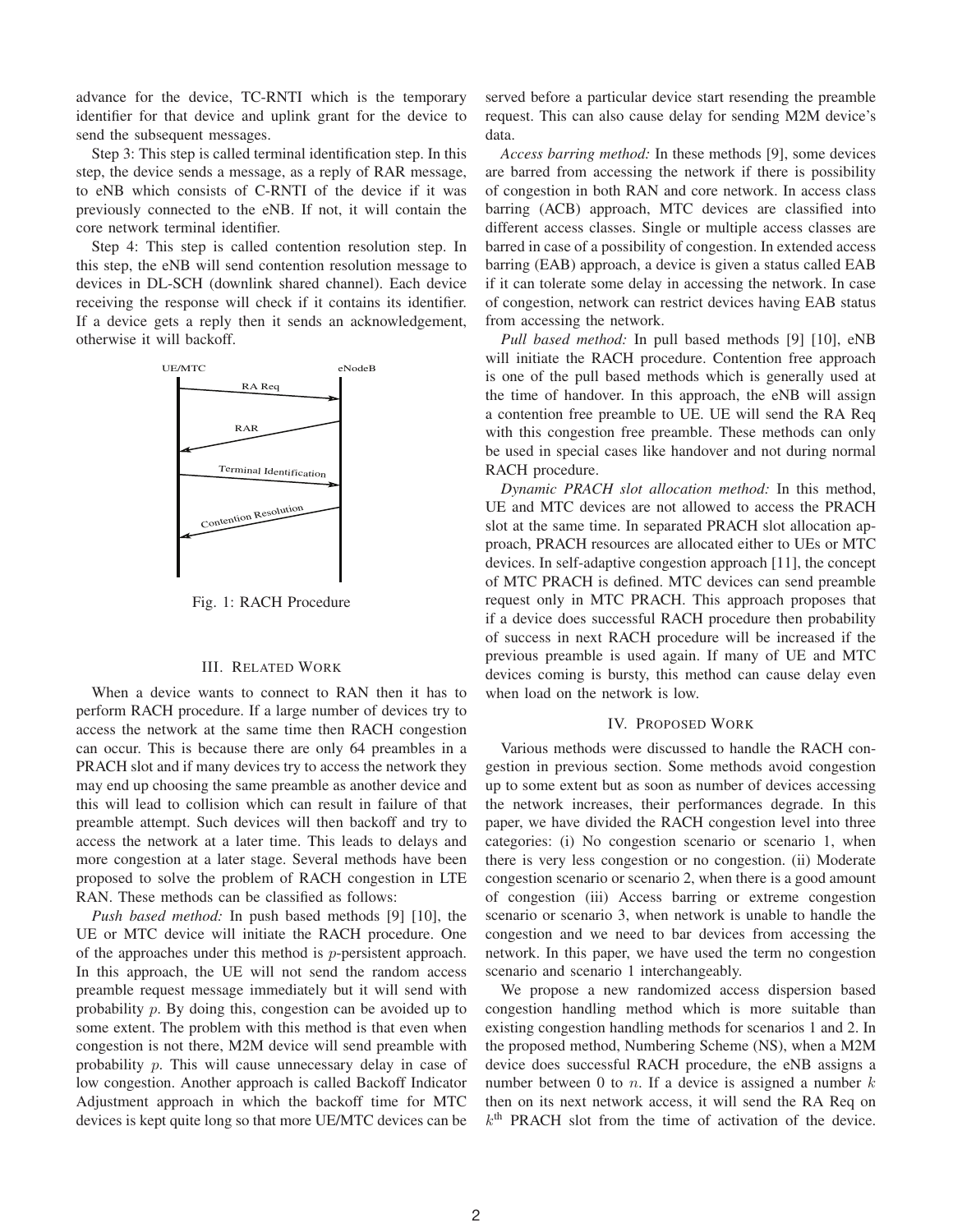advance for the device, TC-RNTI which is the temporary identifier for that device and uplink grant for the device to send the subsequent messages.

Step 3: This step is called terminal identification step. In this step, the device sends a message, as a reply of RAR message, to eNB which consists of C-RNTI of the device if it was previously connected to the eNB. If not, it will contain the core network terminal identifier.

Step 4: This step is called contention resolution step. In this step, the eNB will send contention resolution message to devices in DL-SCH (downlink shared channel). Each device receiving the response will check if it contains its identifier. If a device gets a reply then it sends an acknowledgement, otherwise it will backoff.

UE/MTC eNodeB

RA Req

RAR

Terminal Identification

Contention Resolution

Fig. 1: RACH Procedure

## III. Related Work

When a device wants to connect to RAN then it has to perform RACH procedure. If a large number of devices try to access the network at the same time then RACH congestion can occur. This is because there are only 64 preambles in a PRACH slot and if many devices try to access the network they may end up choosing the same preamble as another device and this will lead to collision which can result in failure of that preamble attempt. Such devices will then backoff and try to access the network at a later time. This leads to delays and more congestion at a later stage. Several methods have been proposed to solve the problem of RACH congestion in LTE RAN. These methods can be classified as follows:

*Push based method:* In push based methods [9] [10], the UE or MTC device will initiate the RACH procedure. One of the approaches under this method is $p$-persistent approach. In this approach, the UE will not send the random access preamble request message immediately but it will send with probability $p$. By doing this, congestion can be avoided up to some extent. The problem with this method is that even when congestion is not there, M2M device will send preamble with probability $p$. This will cause unnecessary delay in case of low congestion. Another approach is called Backoff Indicator Adjustment approach in which the backoff time for MTC devices is kept quite long so that more UE/MTC devices can be served before a particular device start resending the preamble request. This can also cause delay for sending M2M device's data.

*Access barring method:* In these methods [9], some devices are barred from accessing the network if there is possibility of congestion in both RAN and core network. In access class barring (ACB) approach, MTC devices are classified into different access classes. Single or multiple access classes are barred in case of a possibility of congestion. In extended access barring (EAB) approach, a device is given a status called EAB if it can tolerate some delay in accessing the network. In case of congestion, network can restrict devices having EAB status from accessing the network.

*Pull based method:* In pull based methods [9] [10], eNB will initiate the RACH procedure. Contention free approach is one of the pull based methods which is generally used at the time of handover. In this approach, the eNB will assign a contention free preamble to UE. UE will send the RA Req with this congestion free preamble. These methods can only be used in special cases like handover and not during normal RACH procedure.

*Dynamic PRACH slot allocation method:* In this method, UE and MTC devices are not allowed to access the PRACH slot at the same time. In separated PRACH slot allocation approach, PRACH resources are allocated either to UEs or MTC devices. In self-adaptive congestion approach [11], the concept of MTC PRACH is defined. MTC devices can send preamble request only in MTC PRACH. This approach proposes that if a device does successful RACH procedure then probability of success in next RACH procedure will be increased if the previous preamble is used again. If many of UE and MTC devices coming is bursty, this method can cause delay even when load on the network is low.

## IV. Proposed Work

Various methods were discussed to handle the RACH congestion in previous section. Some methods avoid congestion up to some extent but as soon as number of devices accessing the network increases, their performances degrade. In this paper, we have divided the RACH congestion level into three categories: (i) No congestion scenario or scenario 1, when there is very less congestion or no congestion. (ii) Moderate congestion scenario or scenario 2, when there is a good amount of congestion (iii) Access barring or extreme congestion scenario or scenario 3, when network is unable to handle the congestion and we need to bar devices from accessing the network. In this paper, we have used the term no congestion scenario and scenario 1 interchangeably.

We propose a new randomized access dispersion based congestion handling method which is more suitable than existing congestion handling methods for scenarios 1 and 2. In the proposed method, Numbering Scheme (NS), when a M2M device does successful RACH procedure, the eNB assigns a number between 0 to $n$. If a device is assigned a number $k$ then on its next network access, it will send the RA Req on $k^{\text{th}}$ PRACH slot from the time of activation of the device.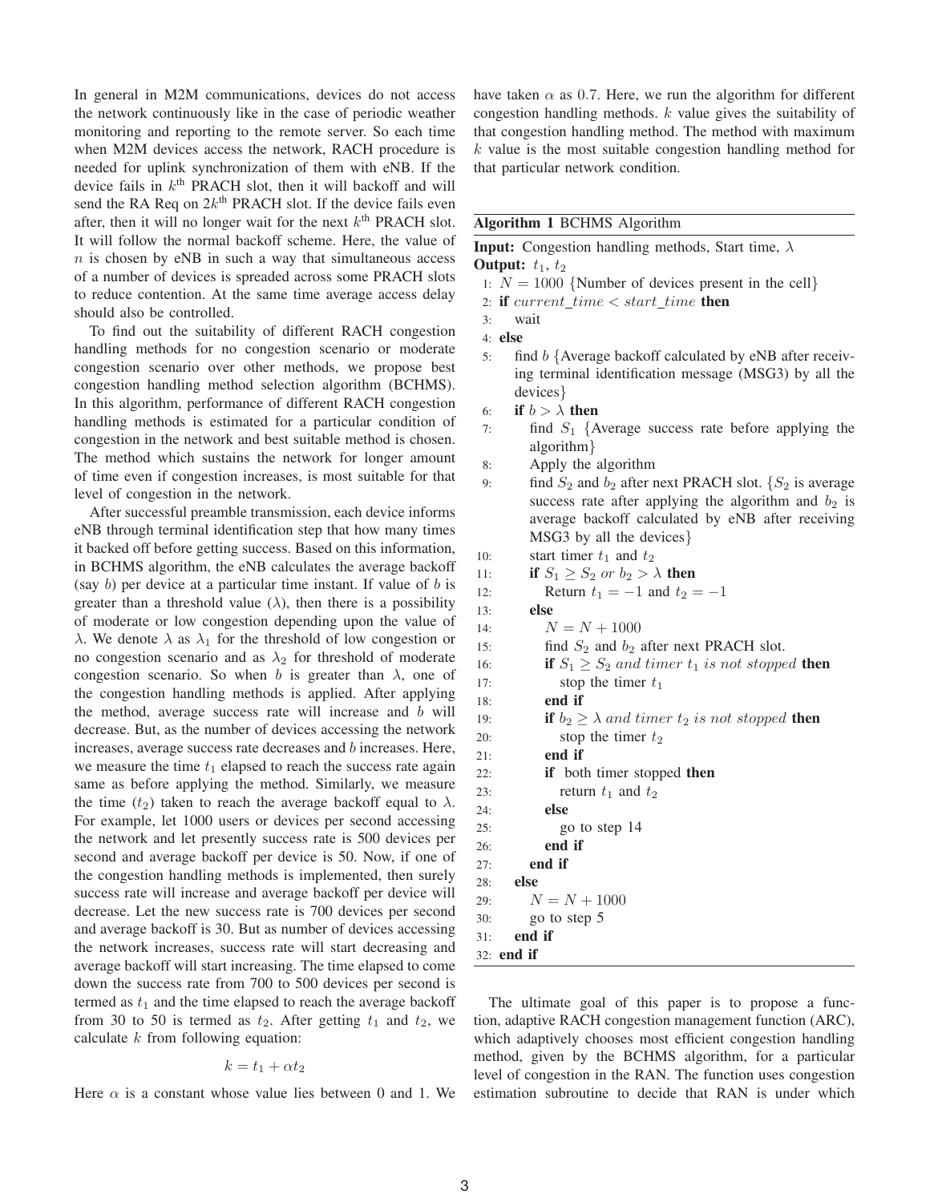In general in M2M communications, devices do not access the network continuously like in the case of periodic weather monitoring and reporting to the remote server. So each time when M2M devices access the network, RACH procedure is needed for uplink synchronization of them with eNB. If the device fails in $k^{\text{th}}$ PRACH slot, then it will backoff and will send the RA Req on $2k^{\text{th}}$ PRACH slot. If the device fails even after, then it will no longer wait for the next $k^{\text{th}}$ PRACH slot. It will follow the normal backoff scheme. Here, the value of $n$ is chosen by eNB in such a way that simultaneous access of a number of devices is spreaded across some PRACH slots to reduce contention. At the same time average access delay should also be controlled.

To find out the suitability of different RACH congestion handling methods for no congestion scenario or moderate congestion scenario over other methods, we propose best congestion handling method selection algorithm (BCHMS). In this algorithm, performance of different RACH congestion handling methods is estimated for a particular condition of congestion in the network and best suitable method is chosen. The method which sustains the network for longer amount of time even if congestion increases, is most suitable for that level of congestion in the network.

After successful preamble transmission, each device informs eNB through terminal identification step that how many times it backed off before getting success. Based on this information, in BCHMS algorithm, the eNB calculates the average backoff (say $b$) per device at a particular time instant. If value of $b$ is greater than a threshold value ($\lambda$), then there is a possibility of moderate or low congestion depending upon the value of $\lambda$. We denote $\lambda$ as $\lambda_1$ for the threshold of low congestion or no congestion scenario and as $\lambda_2$ for threshold of moderate congestion scenario. So when $b$ is greater than $\lambda$, one of the congestion handling methods is applied. After applying the method, average success rate will increase and $b$ will decrease. But, as the number of devices accessing the network increases, average success rate decreases and $b$ increases. Here, we measure the time $t_1$ elapsed to reach the success rate again same as before applying the method. Similarly, we measure the time ($t_2$) taken to reach the average backoff equal to $\lambda$. For example, let 1000 users or devices per second accessing the network and let presently success rate is 500 devices per second and average backoff per device is 50. Now, if one of the congestion handling methods is implemented, then surely success rate will increase and average backoff per device will decrease. Let the new success rate is 700 devices per second and average backoff is 30. But as number of devices accessing the network increases, success rate will start decreasing and average backoff will start increasing. The time elapsed to come down the success rate from 700 to 500 devices per second is termed as $t_1$ and the time elapsed to reach the average backoff from 30 to 50 is termed as $t_2$. After getting $t_1$ and $t_2$, we calculate $k$ from following equation:

$$k = t_1 + \alpha t_2$$

Here $\alpha$ is a constant whose value lies between 0 and 1. We have taken $\alpha$ as 0.7. Here, we run the algorithm for different congestion handling methods. $k$ value gives the suitability of that congestion handling method. The method with maximum $k$ value is the most suitable congestion handling method for that particular network condition.

**Algorithm 1** BCHMS Algorithm

**Input:** Congestion handling methods, Start time, $\lambda$
**Output:** $t_1$, $t_2$

```
1:  N = 1000 {Number of devices present in the cell}
2:  if current_time < start_time then
3:      wait
4:  else
5:      find b {Average backoff calculated by eNB after receiving terminal identification message (MSG3) by all the devices}
6:      if b > λ then
7:          find S1 {Average success rate before applying the algorithm}
8:          Apply the algorithm
9:          find S2 and b2 after next PRACH slot. {S2 is average success rate after applying the algorithm and b2 is average backoff calculated by eNB after receiving MSG3 by all the devices}
10:         start timer t1 and t2
11:         if S1 ≥ S2 or b2 > λ then
12:             Return t1 = −1 and t2 = −1
13:         else
14:             N = N + 1000
15:             find S2 and b2 after next PRACH slot.
16:             if S1 ≥ S2 and timer t1 is not stopped then
17:                 stop the timer t1
18:             end if
19:             if b2 ≥ λ and timer t2 is not stopped then
20:                 stop the timer t2
21:             end if
22:             if both timer stopped then
23:                 return t1 and t2
24:             else
25:                 go to step 14
26:             end if
27:         end if
28:     else
29:         N = N + 1000
30:         go to step 5
31:     end if
32: end if
```

The ultimate goal of this paper is to propose a function, adaptive RACH congestion management function (ARC), which adaptively chooses most efficient congestion handling method, given by the BCHMS algorithm, for a particular level of congestion in the RAN. The function uses congestion estimation subroutine to decide that RAN is under which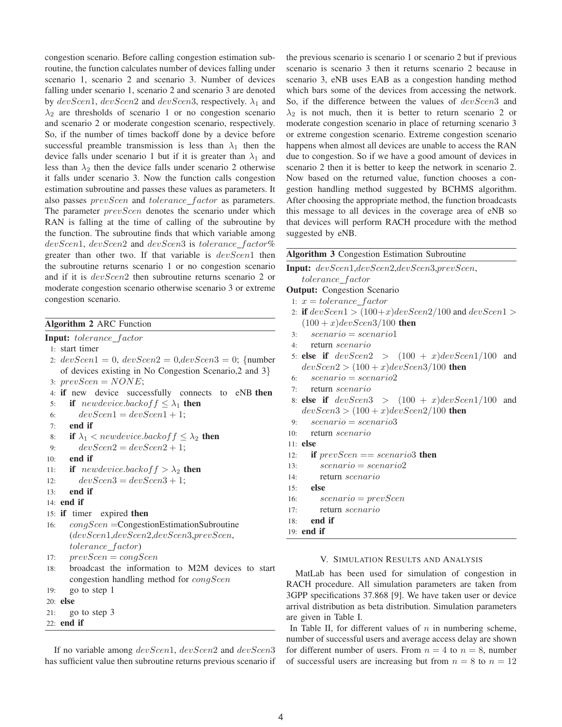congestion scenario. Before calling congestion estimation subroutine, the function calculates number of devices falling under scenario 1, scenario 2 and scenario 3. Number of devices falling under scenario 1, scenario 2 and scenario 3 are denoted by $devScen1$, $devScen2$ and $devScen3$, respectively. $\lambda_1$ and $\lambda_2$ are thresholds of scenario 1 or no congestion scenario and scenario 2 or moderate congestion scenario, respectively. So, if the number of times backoff done by a device before successful preamble transmission is less than $\lambda_1$ then the device falls under scenario 1 but if it is greater than $\lambda_1$ and less than $\lambda_2$ then the device falls under scenario 2 otherwise it falls under scenario 3. Now the function calls congestion estimation subroutine and passes these values as parameters. It also passes $prevScen$ and $tolerance\_factor$ as parameters. The parameter $prevScen$ denotes the scenario under which RAN is falling at the time of calling of the subroutine by the function. The subroutine finds that which variable among $devScen1$, $devScen2$ and $devScen3$ is $tolerance\_factor\%$ greater than other two. If that variable is $devScen1$ then the subroutine returns scenario 1 or no congestion scenario and if it is $devScen2$ then subroutine returns scenario 2 or moderate congestion scenario otherwise scenario 3 or extreme congestion scenario.

**Algorithm 2** ARC Function

**Input:** $tolerance\_factor$

```
1:  start timer
2:  devScen1 = 0, devScen2 = 0, devScen3 = 0; {number
    of devices existing in No Congestion Scenario,2 and 3}
3:  prevScen = NONE;
4:  if new device successfully connects to eNB then
5:      if newdevice.backoff ≤ λ1 then
6:          devScen1 = devScen1 + 1;
7:      end if
8:      if λ1 < newdevice.backoff ≤ λ2 then
9:          devScen2 = devScen2 + 1;
10:     end if
11:     if newdevice.backoff > λ2 then
12:         devScen3 = devScen3 + 1;
13:     end if
14: end if
15: if timer expired then
16:     congScen = CongestionEstimationSubroutine
        (devScen1,devScen2,devScen3,prevScen,
        tolerance_factor)
17:     prevScen = congScen
18:     broadcast the information to M2M devices to start
        congestion handling method for congScen
19:     go to step 1
20: else
21:     go to step 3
22: end if
```

If no variable among $devScen1$, $devScen2$ and $devScen3$ has sufficient value then subroutine returns previous scenario if the previous scenario is scenario 1 or scenario 2 but if previous scenario is scenario 3 then it returns scenario 2 because in scenario 3, eNB uses EAB as a congestion handing method which bars some of the devices from accessing the network. So, if the difference between the values of $devScen3$ and $\lambda_2$ is not much, then it is better to return scenario 2 or moderate congestion scenario in place of returning scenario 3 or extreme congestion scenario. Extreme congestion scenario happens when almost all devices are unable to access the RAN due to congestion. So if we have a good amount of devices in scenario 2 then it is better to keep the network in scenario 2. Now based on the returned value, function chooses a congestion handling method suggested by BCHMS algorithm. After choosing the appropriate method, the function broadcasts this message to all devices in the coverage area of eNB so that devices will perform RACH procedure with the method suggested by eNB.

**Algorithm 3** Congestion Estimation Subroutine

**Input:** $devScen1$,$devScen2$,$devScen3$,$prevScen$, $tolerance\_factor$

**Output:** Congestion Scenario

```
1:  x = tolerance_factor
2:  if devScen1 > (100+x)devScen2/100 and devScen1 >
    (100 + x)devScen3/100 then
3:      scenario = scenario1
4:      return scenario
5:  else if devScen2 > (100 + x)devScen1/100 and
    devScen2 > (100 + x)devScen3/100 then
6:      scenario = scenario2
7:      return scenario
8:  else if devScen3 > (100 + x)devScen1/100 and
    devScen3 > (100 + x)devScen2/100 then
9:      scenario = scenario3
10:     return scenario
11: else
12:     if prevScen == scenario3 then
13:         scenario = scenario2
14:         return scenario
15:     else
16:         scenario = prevScen
17:         return scenario
18:     end if
19: end if
```

## V. Simulation Results and Analysis

MatLab has been used for simulation of congestion in RACH procedure. All simulation parameters are taken from 3GPP specifications 37.868 [9]. We have taken user or device arrival distribution as beta distribution. Simulation parameters are given in Table I.

In Table II, for different values of $n$ in numbering scheme, number of successful users and average access delay are shown for different number of users. From $n = 4$ to $n = 8$, number of successful users are increasing but from $n = 8$ to $n = 12$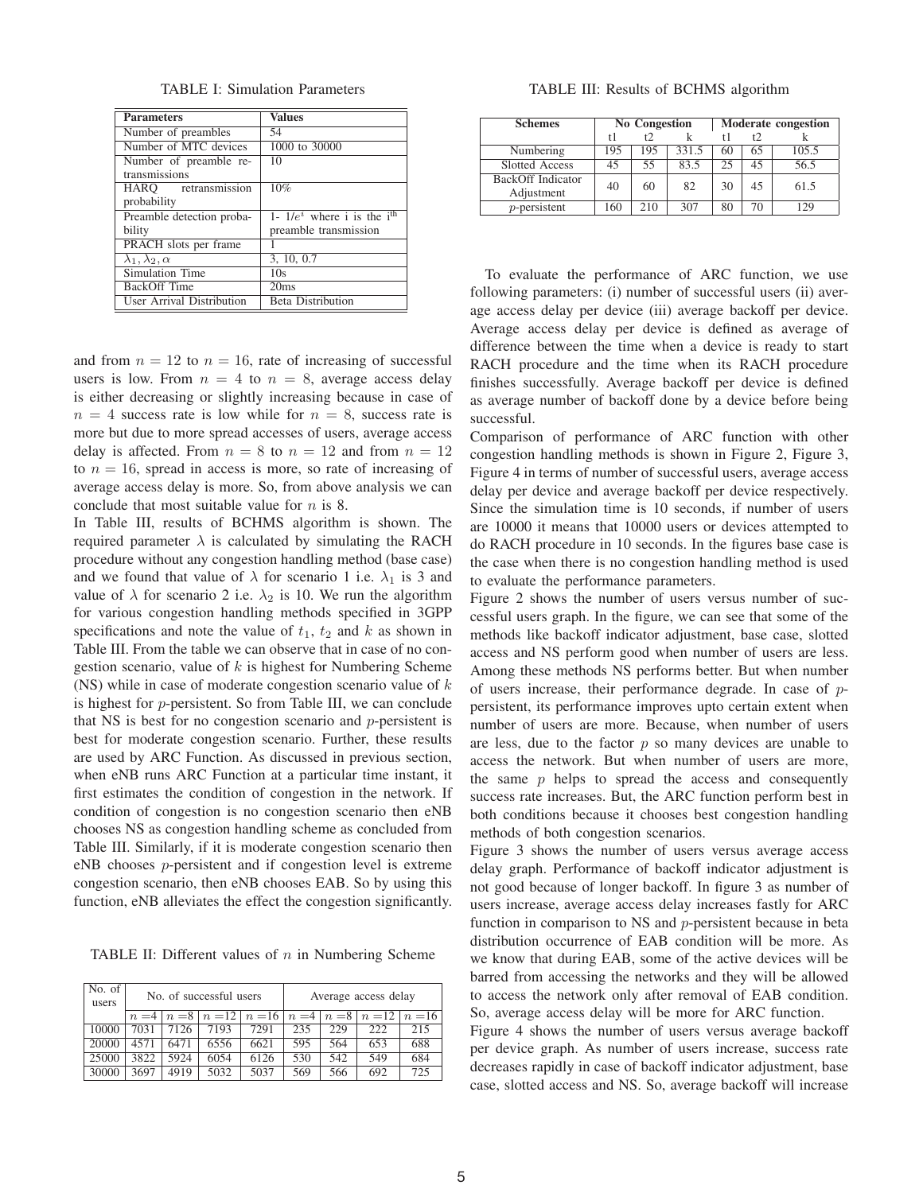TABLE I: Simulation Parameters

| Parameters | Values |
|---|---|
| Number of preambles | 54 |
| Number of MTC devices | 1000 to 30000 |
| Number of preamble retransmissions | 10 |
| HARQ retransmission probability | 10% |
| Preamble detection probability | 1- $1/e^i$ where i is the i[th] preamble transmission |
| PRACH slots per frame | 1 |
| $\lambda_1, \lambda_2, \alpha$ | 3, 10, 0.7 |
| Simulation Time | 10s |
| BackOff Time | 20ms |
| User Arrival Distribution | Beta Distribution |

and from $n = 12$ to $n = 16$, rate of increasing of successful users is low. From $n = 4$ to $n = 8$, average access delay is either decreasing or slightly increasing because in case of $n = 4$ success rate is low while for $n = 8$, success rate is more but due to more spread accesses of users, average access delay is affected. From $n = 8$ to $n = 12$ and from $n = 12$ to $n = 16$, spread in access is more, so rate of increasing of average access delay is more. So, from above analysis we can conclude that most suitable value for $n$ is 8.

In Table III, results of BCHMS algorithm is shown. The required parameter $\lambda$ is calculated by simulating the RACH procedure without any congestion handling method (base case) and we found that value of $\lambda$ for scenario 1 i.e. $\lambda_1$ is 3 and value of $\lambda$ for scenario 2 i.e. $\lambda_2$ is 10. We run the algorithm for various congestion handling methods specified in 3GPP specifications and note the value of $t_1$, $t_2$ and $k$ as shown in Table III. From the table we can observe that in case of no congestion scenario, value of $k$ is highest for Numbering Scheme (NS) while in case of moderate congestion scenario value of $k$ is highest for $p$-persistent. So from Table III, we can conclude that NS is best for no congestion scenario and $p$-persistent is best for moderate congestion scenario. Further, these results are used by ARC Function. As discussed in previous section, when eNB runs ARC Function at a particular time instant, it first estimates the condition of congestion in the network. If condition of congestion is no congestion scenario then eNB chooses NS as congestion handling scheme as concluded from Table III. Similarly, if it is moderate congestion scenario then eNB chooses $p$-persistent and if congestion level is extreme congestion scenario, then eNB chooses EAB. So by using this function, eNB alleviates the effect the congestion significantly.

TABLE II: Different values of $n$ in Numbering Scheme

| No. of users | No. of successful users | | | | Average access delay | | | |
|---|---|---|---|---|---|---|---|---|
| | $n=4$ | $n=8$ | $n=12$ | $n=16$ | $n=4$ | $n=8$ | $n=12$ | $n=16$ |
| 10000 | 7031 | 7126 | 7193 | 7291 | 235 | 229 | 222 | 215 |
| 20000 | 4571 | 6471 | 6556 | 6621 | 595 | 564 | 653 | 688 |
| 25000 | 3822 | 5924 | 6054 | 6126 | 530 | 542 | 549 | 684 |
| 30000 | 3697 | 4919 | 5032 | 5037 | 569 | 566 | 692 | 725 |

TABLE III: Results of BCHMS algorithm

| Schemes | No Congestion | | | Moderate congestion | | |
|---|---|---|---|---|---|---|
| | t1 | t2 | k | t1 | t2 | k |
| Numbering | 195 | 195 | 331.5 | 60 | 65 | 105.5 |
| Slotted Access | 45 | 55 | 83.5 | 25 | 45 | 56.5 |
| BackOff Indicator Adjustment | 40 | 60 | 82 | 30 | 45 | 61.5 |
| $p$-persistent | 160 | 210 | 307 | 80 | 70 | 129 |

To evaluate the performance of ARC function, we use following parameters: (i) number of successful users (ii) average access delay per device (iii) average backoff per device. Average access delay per device is defined as average of difference between the time when a device is ready to start RACH procedure and the time when its RACH procedure finishes successfully. Average backoff per device is defined as average number of backoff done by a device before being successful.

Comparison of performance of ARC function with other congestion handling methods is shown in Figure 2, Figure 3, Figure 4 in terms of number of successful users, average access delay per device and average backoff per device respectively. Since the simulation time is 10 seconds, if number of users are 10000 it means that 10000 users or devices attempted to do RACH procedure in 10 seconds. In the figures base case is the case when there is no congestion handling method is used to evaluate the performance parameters.

Figure 2 shows the number of users versus number of successful users graph. In the figure, we can see that some of the methods like backoff indicator adjustment, base case, slotted access and NS perform good when number of users are less. Among these methods NS performs better. But when number of users increase, their performance degrade. In case of $p$-persistent, its performance improves upto certain extent when number of users are more. Because, when number of users are less, due to the factor $p$ so many devices are unable to access the network. But when number of users are more, the same $p$ helps to spread the access and consequently success rate increases. But, the ARC function perform best in both conditions because it chooses best congestion handling methods of both congestion scenarios.

Figure 3 shows the number of users versus average access delay graph. Performance of backoff indicator adjustment is not good because of longer backoff. In figure 3 as number of users increase, average access delay increases fastly for ARC function in comparison to NS and $p$-persistent because in beta distribution occurrence of EAB condition will be more. As we know that during EAB, some of the active devices will be barred from accessing the networks and they will be allowed to access the network only after removal of EAB condition. So, average access delay will be more for ARC function.

Figure 4 shows the number of users versus average backoff per device graph. As number of users increase, success rate decreases rapidly in case of backoff indicator adjustment, base case, slotted access and NS. So, average backoff will increase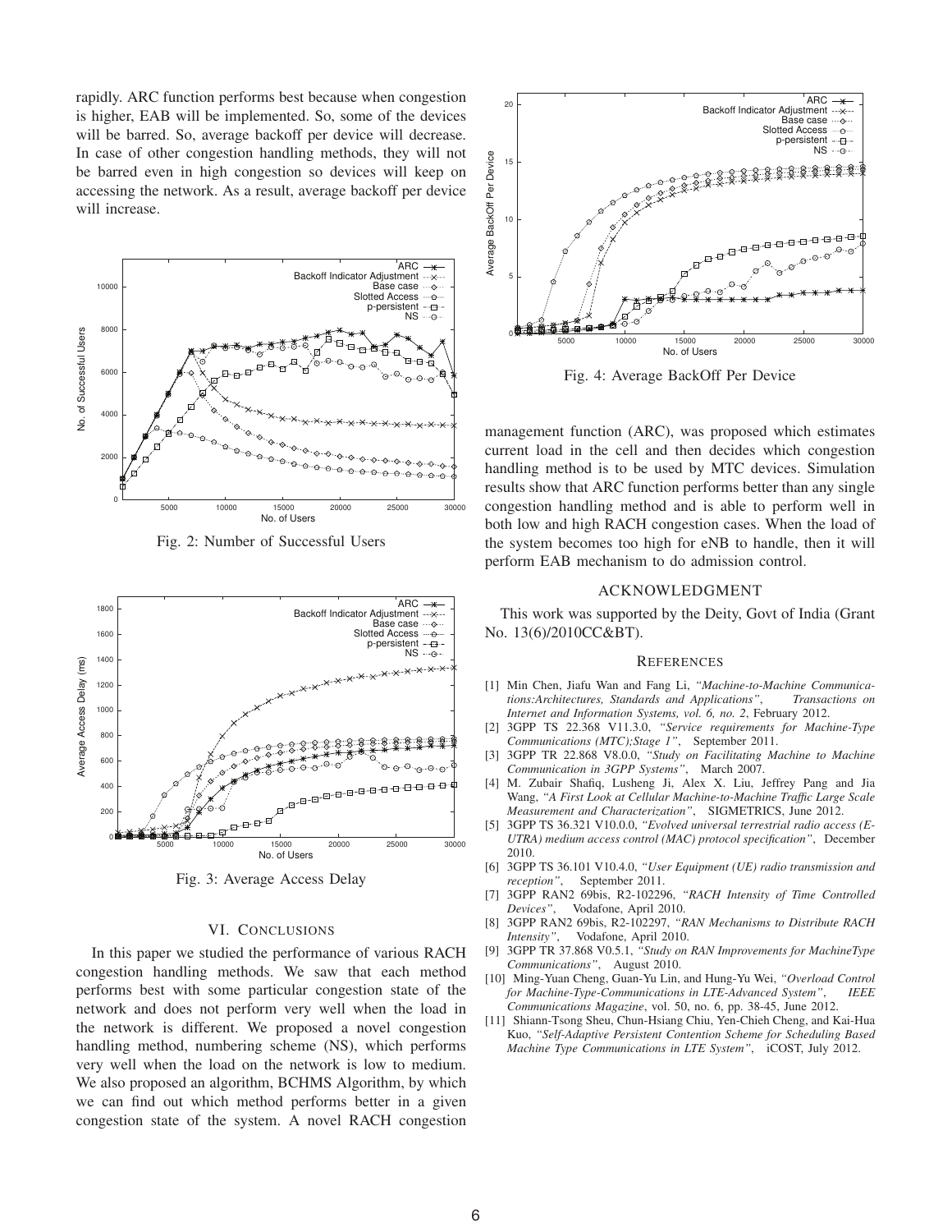rapidly. ARC function performs best because when congestion is higher, EAB will be implemented. So, some of the devices will be barred. So, average backoff per device will decrease. In case of other congestion handling methods, they will not be barred even in high congestion so devices will keep on accessing the network. As a result, average backoff per device will increase.

ARC
Backoff Indicator Adjustment
Base case
Slotted Access
p-persistent
NS

No. of Successful Users
0
2000
4000
6000
8000
10000
5000 10000 15000 20000 25000 30000
No. of Users

Fig. 2: Number of Successful Users

ARC
Backoff Indicator Adjustment
Base case
Slotted Access
p-persistent
NS

Average Access Delay (ms)
0
200
400
600
800
1000
1200
1400
1600
1800
5000 10000 15000 20000 25000 30000
No. of Users

Fig. 3: Average Access Delay

## VI. Conclusions

In this paper we studied the performance of various RACH congestion handling methods. We saw that each method performs best with some particular congestion state of the network and does not perform very well when the load in the network is different. We proposed a novel congestion handling method, numbering scheme (NS), which performs very well when the load on the network is low to medium. We also proposed an algorithm, BCHMS Algorithm, by which we can find out which method performs better in a given congestion state of the system. A novel RACH congestion management function (ARC), was proposed which estimates current load in the cell and then decides which congestion handling method is to be used by MTC devices. Simulation results show that ARC function performs better than any single congestion handling method and is able to perform well in both low and high RACH congestion cases. When the load of the system becomes too high for eNB to handle, then it will perform EAB mechanism to do admission control.

ARC
Backoff Indicator Adjustment
Base case
Slotted Access
p-persistent
NS

Average BackOff Per Device
0
5
10
15
20
5000 10000 15000 20000 25000 30000
No. of Users

Fig. 4: Average BackOff Per Device

## Acknowledgment

This work was supported by the Deity, Govt of India (Grant No. 13(6)/2010CC&BT).

## References

[1] Min Chen, Jiafu Wan and Fang Li, *"Machine-to-Machine Communications:Architectures, Standards and Applications"*, *Transactions on Internet and Information Systems, vol. 6, no. 2*, February 2012.

[2] 3GPP TS 22.368 V11.3.0, *"Service requirements for Machine-Type Communications (MTC);Stage 1"*, September 2011.

[3] 3GPP TR 22.868 V8.0.0, *"Study on Facilitating Machine to Machine Communication in 3GPP Systems"*, March 2007.

[4] M. Zubair Shafiq, Lusheng Ji, Alex X. Liu, Jeffrey Pang and Jia Wang, *"A First Look at Cellular Machine-to-Machine Traffic Large Scale Measurement and Characterization"*, SIGMETRICS, June 2012.

[5] 3GPP TS 36.321 V10.0.0, *"Evolved universal terrestrial radio access (E-UTRA) medium access control (MAC) protocol specification"*, December 2010.

[6] 3GPP TS 36.101 V10.4.0, *"User Equipment (UE) radio transmission and reception"*, September 2011.

[7] 3GPP RAN2 69bis, R2-102296, *"RACH Intensity of Time Controlled Devices"*, Vodafone, April 2010.

[8] 3GPP RAN2 69bis, R2-102297, *"RAN Mechanisms to Distribute RACH Intensity"*, Vodafone, April 2010.

[9] 3GPP TR 37.868 V0.5.1, *"Study on RAN Improvements for MachineType Communications"*, August 2010.

[10] Ming-Yuan Cheng, Guan-Yu Lin, and Hung-Yu Wei, *"Overload Control for Machine-Type-Communications in LTE-Advanced System"*, *IEEE Communications Magazine*, vol. 50, no. 6, pp. 38-45, June 2012.

[11] Shiann-Tsong Sheu, Chun-Hsiang Chiu, Yen-Chieh Cheng, and Kai-Hua Kuo, *"Self-Adaptive Persistent Contention Scheme for Scheduling Based Machine Type Communications in LTE System"*, iCOST, July 2012.